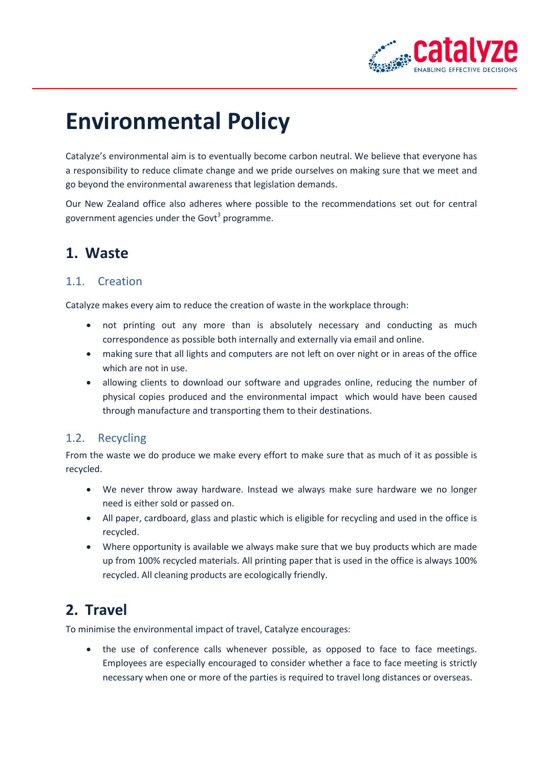# Environmental Policy

Catalyze's environmental aim is to eventually become carbon neutral. We believe that everyone has a responsibility to reduce climate change and we pride ourselves on making sure that we meet and go beyond the environmental awareness that legislation demands.

Our New Zealand office also adheres where possible to the recommendations set out for central government agencies under the Govt$^3$ programme.

## 1. Waste

### 1.1. Creation

Catalyze makes every aim to reduce the creation of waste in the workplace through:

- not printing out any more than is absolutely necessary and conducting as much correspondence as possible both internally and externally via email and online.
- making sure that all lights and computers are not left on over night or in areas of the office which are not in use.
- allowing clients to download our software and upgrades online, reducing the number of physical copies produced and the environmental impact which would have been caused through manufacture and transporting them to their destinations.

### 1.2. Recycling

From the waste we do produce we make every effort to make sure that as much of it as possible is recycled.

- We never throw away hardware. Instead we always make sure hardware we no longer need is either sold or passed on.
- All paper, cardboard, glass and plastic which is eligible for recycling and used in the office is recycled.
- Where opportunity is available we always make sure that we buy products which are made up from 100% recycled materials. All printing paper that is used in the office is always 100% recycled. All cleaning products are ecologically friendly.

## 2. Travel

To minimise the environmental impact of travel, Catalyze encourages:

- the use of conference calls whenever possible, as opposed to face to face meetings. Employees are especially encouraged to consider whether a face to face meeting is strictly necessary when one or more of the parties is required to travel long distances or overseas.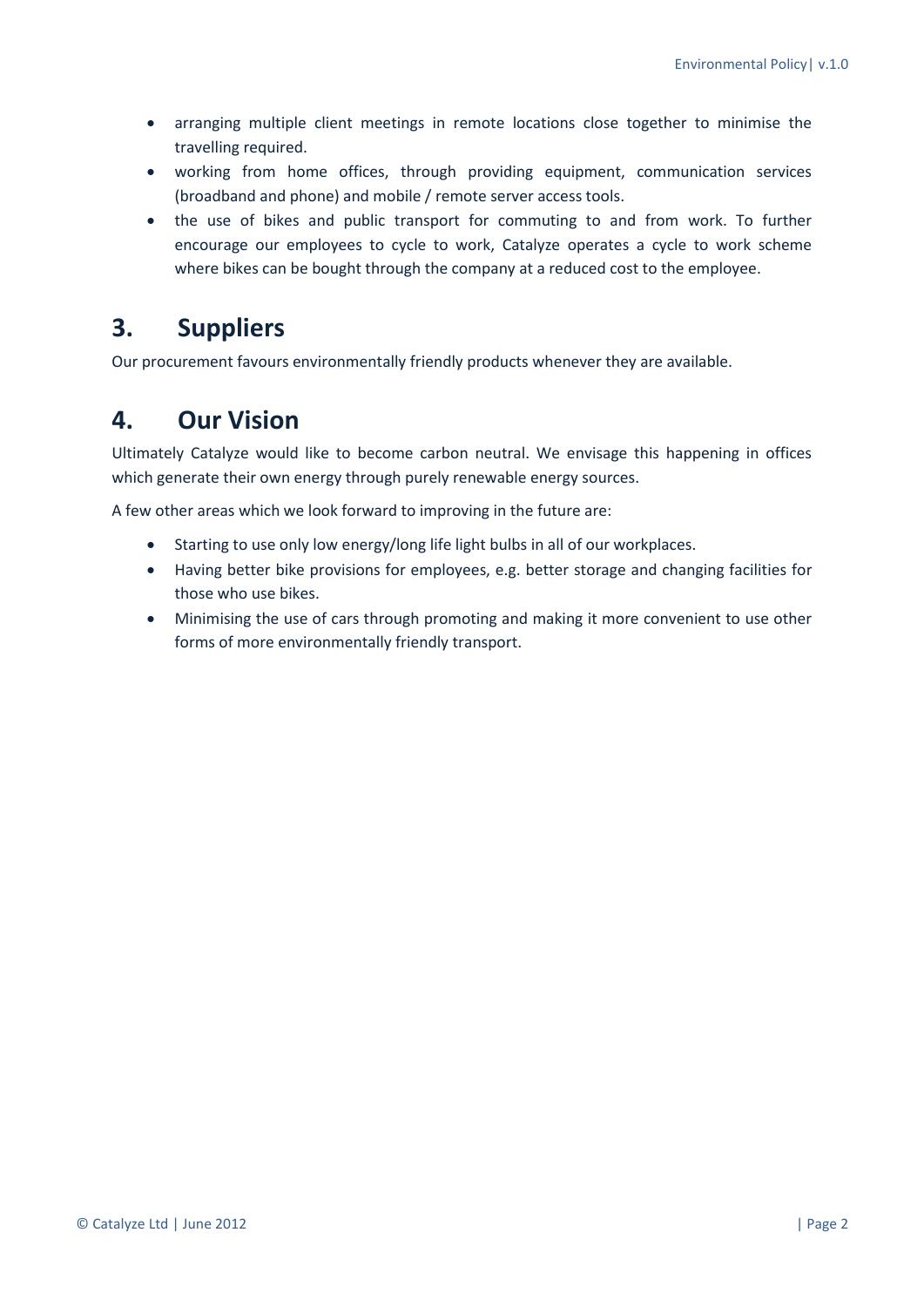- arranging multiple client meetings in remote locations close together to minimise the travelling required.
- working from home offices, through providing equipment, communication services (broadband and phone) and mobile / remote server access tools.
- the use of bikes and public transport for commuting to and from work. To further encourage our employees to cycle to work, Catalyze operates a cycle to work scheme where bikes can be bought through the company at a reduced cost to the employee.

# 3. Suppliers

Our procurement favours environmentally friendly products whenever they are available.

# 4. Our Vision

Ultimately Catalyze would like to become carbon neutral. We envisage this happening in offices which generate their own energy through purely renewable energy sources.

A few other areas which we look forward to improving in the future are:

- Starting to use only low energy/long life light bulbs in all of our workplaces.
- Having better bike provisions for employees, e.g. better storage and changing facilities for those who use bikes.
- Minimising the use of cars through promoting and making it more convenient to use other forms of more environmentally friendly transport.